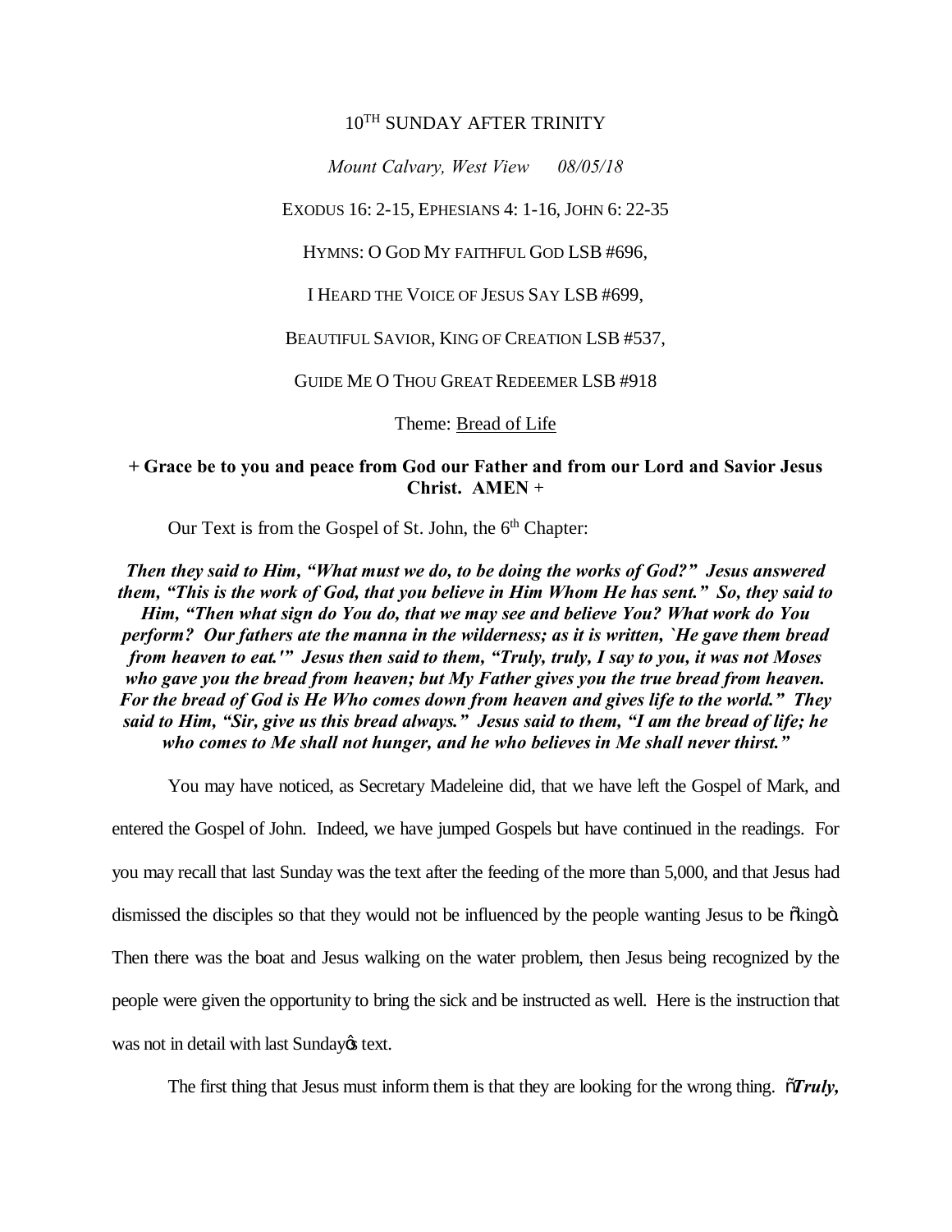# 10TH SUNDAY AFTER TRINITY

*Mount Calvary, West View 08/05/18*

EXODUS 16: 2-15, EPHESIANS 4: 1-16, JOHN 6: 22-35

HYMNS: O GOD MY FAITHFUL GOD LSB #696,

I HEARD THE VOICE OF JESUS SAY LSB #699,

BEAUTIFUL SAVIOR, KING OF CREATION LSB #537,

GUIDE ME O THOU GREAT REDEEMER LSB #918

Theme: Bread of Life

**+ Grace be to you and peace from God our Father and from our Lord and Savior Jesus Christ. AMEN +**

Our Text is from the Gospel of St. John, the 6th Chapter:

***Then they said to Him, "What must we do, to be doing the works of God?" Jesus answered them, "This is the work of God, that you believe in Him Whom He has sent." So, they said to Him, "Then what sign do You do, that we may see and believe You? What work do You perform? Our fathers ate the manna in the wilderness; as it is written, `He gave them bread from heaven to eat.'" Jesus then said to them, "Truly, truly, I say to you, it was not Moses who gave you the bread from heaven; but My Father gives you the true bread from heaven. For the bread of God is He Who comes down from heaven and gives life to the world." They said to Him, "Sir, give us this bread always." Jesus said to them, "I am the bread of life; he who comes to Me shall not hunger, and he who believes in Me shall never thirst."***

You may have noticed, as Secretary Madeleine did, that we have left the Gospel of Mark, and entered the Gospel of John. Indeed, we have jumped Gospels but have continued in the readings. For you may recall that last Sunday was the text after the feeding of the more than 5,000, and that Jesus had dismissed the disciples so that they would not be influenced by the people wanting Jesus to be "king". Then there was the boat and Jesus walking on the water problem, then Jesus being recognized by the people were given the opportunity to bring the sick and be instructed as well. Here is the instruction that was not in detail with last Sunday's text.

The first thing that Jesus must inform them is that they are looking for the wrong thing. "***Truly,***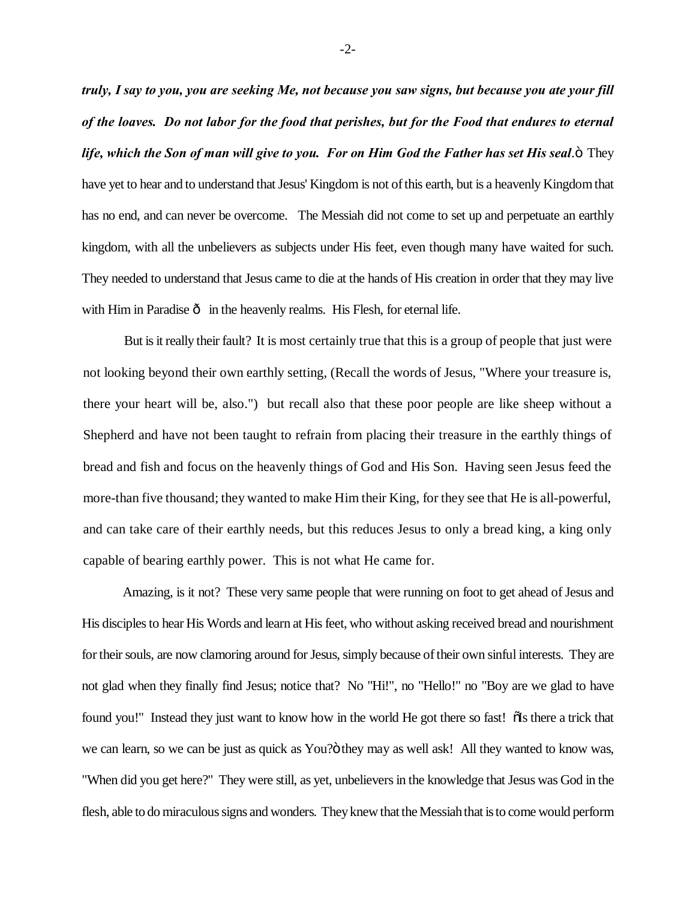***truly, I say to you, you are seeking Me, not because you saw signs, but because you ate your fill of the loaves. Do not labor for the food that perishes, but for the Food that endures to eternal life, which the Son of man will give to you. For on Him God the Father has set His seal*.ö They have yet to hear and to understand that Jesus' Kingdom is not of this earth, but is a heavenly Kingdom that has no end, and can never be overcome. The Messiah did not come to set up and perpetuate an earthly kingdom, with all the unbelievers as subjects under His feet, even though many have waited for such. They needed to understand that Jesus came to die at the hands of His creation in order that they may live with Him in Paradise ð in the heavenly realms. His Flesh, for eternal life.

But is it really their fault? It is most certainly true that this is a group of people that just were not looking beyond their own earthly setting, (Recall the words of Jesus, "Where your treasure is, there your heart will be, also.") but recall also that these poor people are like sheep without a Shepherd and have not been taught to refrain from placing their treasure in the earthly things of bread and fish and focus on the heavenly things of God and His Son. Having seen Jesus feed the more-than five thousand; they wanted to make Him their King, for they see that He is all-powerful, and can take care of their earthly needs, but this reduces Jesus to only a bread king, a king only capable of bearing earthly power. This is not what He came for.

Amazing, is it not? These very same people that were running on foot to get ahead of Jesus and His disciples to hear His Words and learn at His feet, who without asking received bread and nourishment for their souls, are now clamoring around for Jesus, simply because of their own sinful interests. They are not glad when they finally find Jesus; notice that? No "Hi!", no "Hello!" no "Boy are we glad to have found you!" Instead they just want to know how in the world He got there so fast! õIs there a trick that we can learn, so we can be just as quick as You?ö they may as well ask! All they wanted to know was, "When did you get here?" They were still, as yet, unbelievers in the knowledge that Jesus was God in the flesh, able to do miraculous signs and wonders. They knew that the Messiah that is to come would perform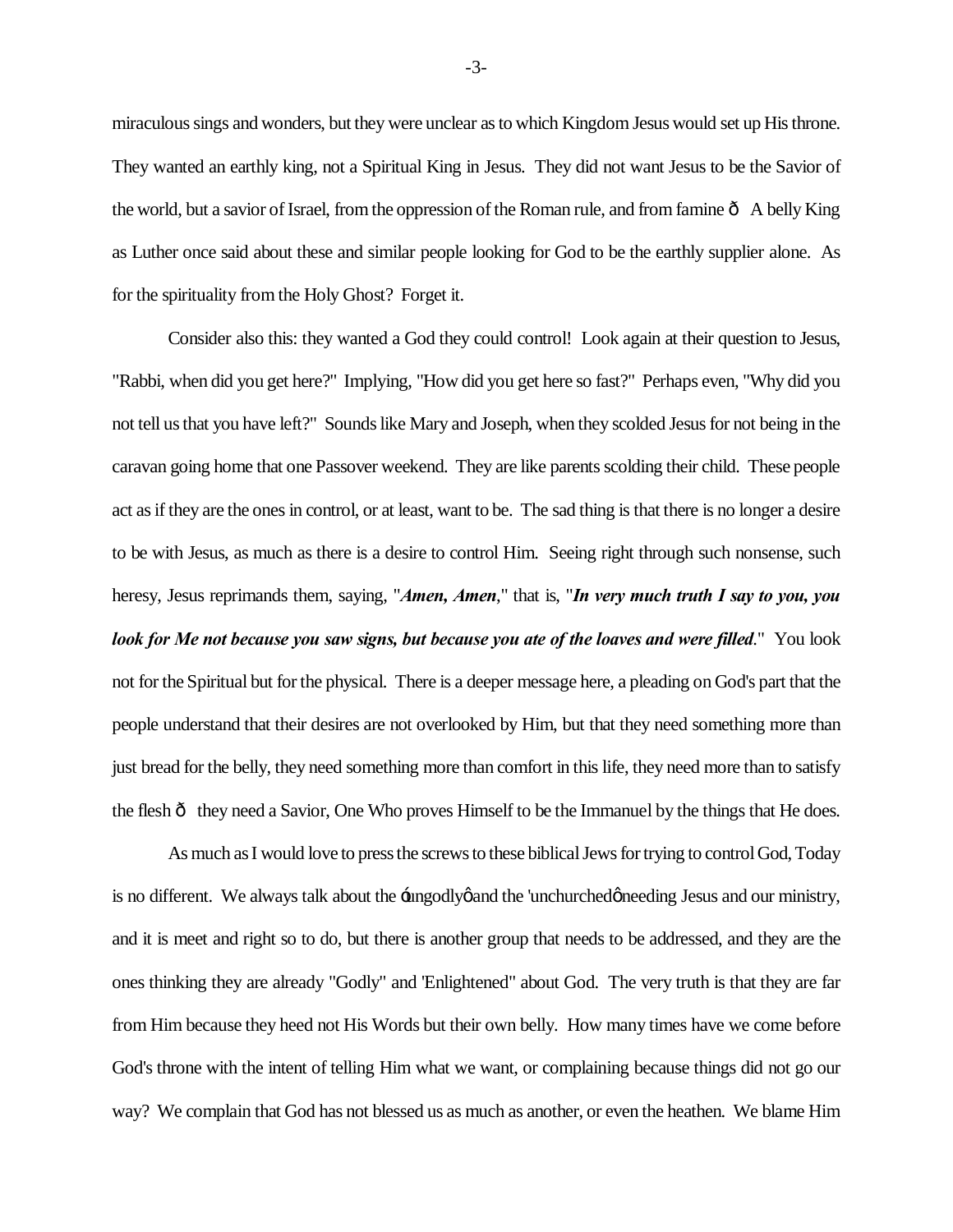miraculous sings and wonders, but they were unclear as to which Kingdom Jesus would set up His throne. They wanted an earthly king, not a Spiritual King in Jesus. They did not want Jesus to be the Savior of the world, but a savior of Israel, from the oppression of the Roman rule, and from famine ð A belly King as Luther once said about these and similar people looking for God to be the earthly supplier alone. As for the spirituality from the Holy Ghost? Forget it.

Consider also this: they wanted a God they could control! Look again at their question to Jesus, "Rabbi, when did you get here?" Implying, "How did you get here so fast?" Perhaps even, "Why did you not tell us that you have left?" Sounds like Mary and Joseph, when they scolded Jesus for not being in the caravan going home that one Passover weekend. They are like parents scolding their child. These people act as if they are the ones in control, or at least, want to be. The sad thing is that there is no longer a desire to be with Jesus, as much as there is a desire to control Him. Seeing right through such nonsense, such heresy, Jesus reprimands them, saying, "***Amen, Amen***," that is, "***In very much truth I say to you, you look for Me not because you saw signs, but because you ate of the loaves and were filled***." You look not for the Spiritual but for the physical. There is a deeper message here, a pleading on God's part that the people understand that their desires are not overlooked by Him, but that they need something more than just bread for the belly, they need something more than comfort in this life, they need more than to satisfy the flesh ð they need a Savior, One Who proves Himself to be the Immanuel by the things that He does.

As much as I would love to press the screws to these biblical Jews for trying to control God, Today is no different. We always talk about the ‹ungodlyφ and the 'unchurchedφ needing Jesus and our ministry, and it is meet and right so to do, but there is another group that needs to be addressed, and they are the ones thinking they are already "Godly" and 'Enlightened" about God. The very truth is that they are far from Him because they heed not His Words but their own belly. How many times have we come before God's throne with the intent of telling Him what we want, or complaining because things did not go our way? We complain that God has not blessed us as much as another, or even the heathen. We blame Him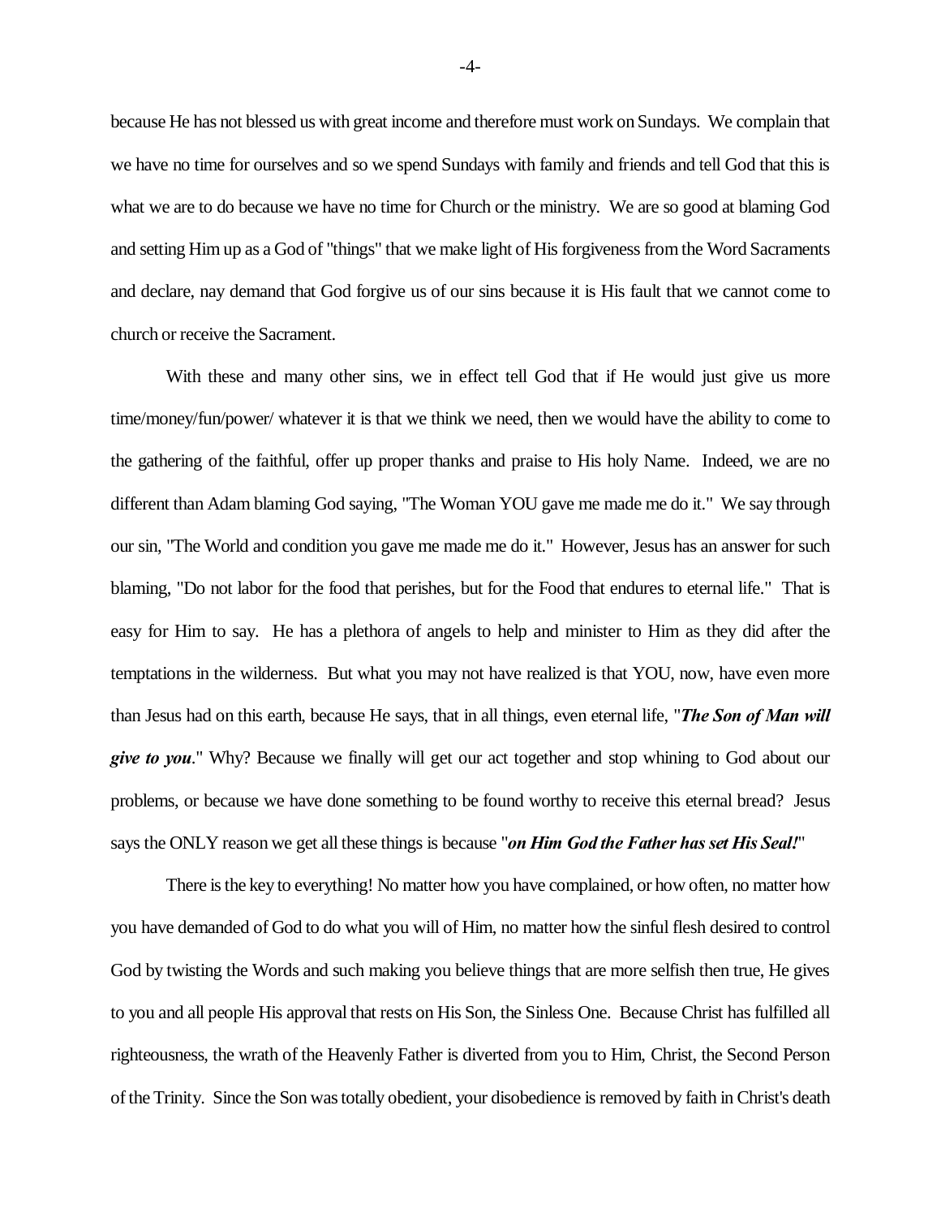because He has not blessed us with great income and therefore must work on Sundays. We complain that we have no time for ourselves and so we spend Sundays with family and friends and tell God that this is what we are to do because we have no time for Church or the ministry. We are so good at blaming God and setting Him up as a God of "things" that we make light of His forgiveness from the Word Sacraments and declare, nay demand that God forgive us of our sins because it is His fault that we cannot come to church or receive the Sacrament.

With these and many other sins, we in effect tell God that if He would just give us more time/money/fun/power/ whatever it is that we think we need, then we would have the ability to come to the gathering of the faithful, offer up proper thanks and praise to His holy Name. Indeed, we are no different than Adam blaming God saying, "The Woman YOU gave me made me do it." We say through our sin, "The World and condition you gave me made me do it." However, Jesus has an answer for such blaming, "Do not labor for the food that perishes, but for the Food that endures to eternal life." That is easy for Him to say. He has a plethora of angels to help and minister to Him as they did after the temptations in the wilderness. But what you may not have realized is that YOU, now, have even more than Jesus had on this earth, because He says, that in all things, even eternal life, "***The Son of Man will give to you***." Why? Because we finally will get our act together and stop whining to God about our problems, or because we have done something to be found worthy to receive this eternal bread? Jesus says the ONLY reason we get all these things is because "***on Him God the Father has set His Seal!***"

There is the key to everything! No matter how you have complained, or how often, no matter how you have demanded of God to do what you will of Him, no matter how the sinful flesh desired to control God by twisting the Words and such making you believe things that are more selfish then true, He gives to you and all people His approval that rests on His Son, the Sinless One. Because Christ has fulfilled all righteousness, the wrath of the Heavenly Father is diverted from you to Him, Christ, the Second Person of the Trinity. Since the Son was totally obedient, your disobedience is removed by faith in Christ's death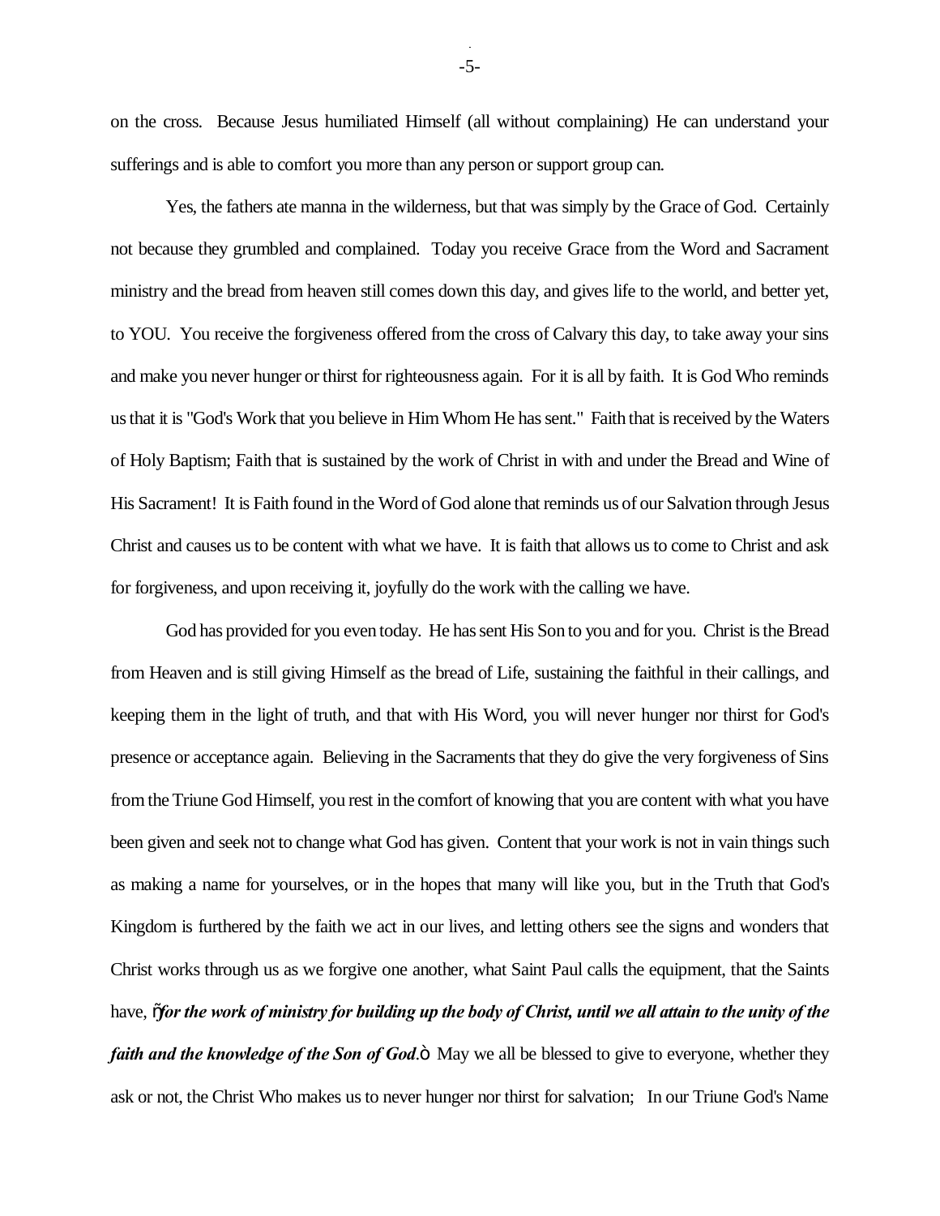on the cross. Because Jesus humiliated Himself (all without complaining) He can understand your sufferings and is able to comfort you more than any person or support group can.

Yes, the fathers ate manna in the wilderness, but that was simply by the Grace of God. Certainly not because they grumbled and complained. Today you receive Grace from the Word and Sacrament ministry and the bread from heaven still comes down this day, and gives life to the world, and better yet, to YOU. You receive the forgiveness offered from the cross of Calvary this day, to take away your sins and make you never hunger or thirst for righteousness again. For it is all by faith. It is God Who reminds us that it is "God's Work that you believe in Him Whom He has sent." Faith that is received by the Waters of Holy Baptism; Faith that is sustained by the work of Christ in with and under the Bread and Wine of His Sacrament! It is Faith found in the Word of God alone that reminds us of our Salvation through Jesus Christ and causes us to be content with what we have. It is faith that allows us to come to Christ and ask for forgiveness, and upon receiving it, joyfully do the work with the calling we have.

God has provided for you even today. He has sent His Son to you and for you. Christ is the Bread from Heaven and is still giving Himself as the bread of Life, sustaining the faithful in their callings, and keeping them in the light of truth, and that with His Word, you will never hunger nor thirst for God's presence or acceptance again. Believing in the Sacraments that they do give the very forgiveness of Sins from the Triune God Himself, you rest in the comfort of knowing that you are content with what you have been given and seek not to change what God has given. Content that your work is not in vain things such as making a name for yourselves, or in the hopes that many will like you, but in the Truth that God's Kingdom is furthered by the faith we act in our lives, and letting others see the signs and wonders that Christ works through us as we forgive one another, what Saint Paul calls the equipment, that the Saints have, "***for the work of ministry for building up the body of Christ, until we all attain to the unity of the faith and the knowledge of the Son of God***." May we all be blessed to give to everyone, whether they ask or not, the Christ Who makes us to never hunger nor thirst for salvation; In our Triune God's Name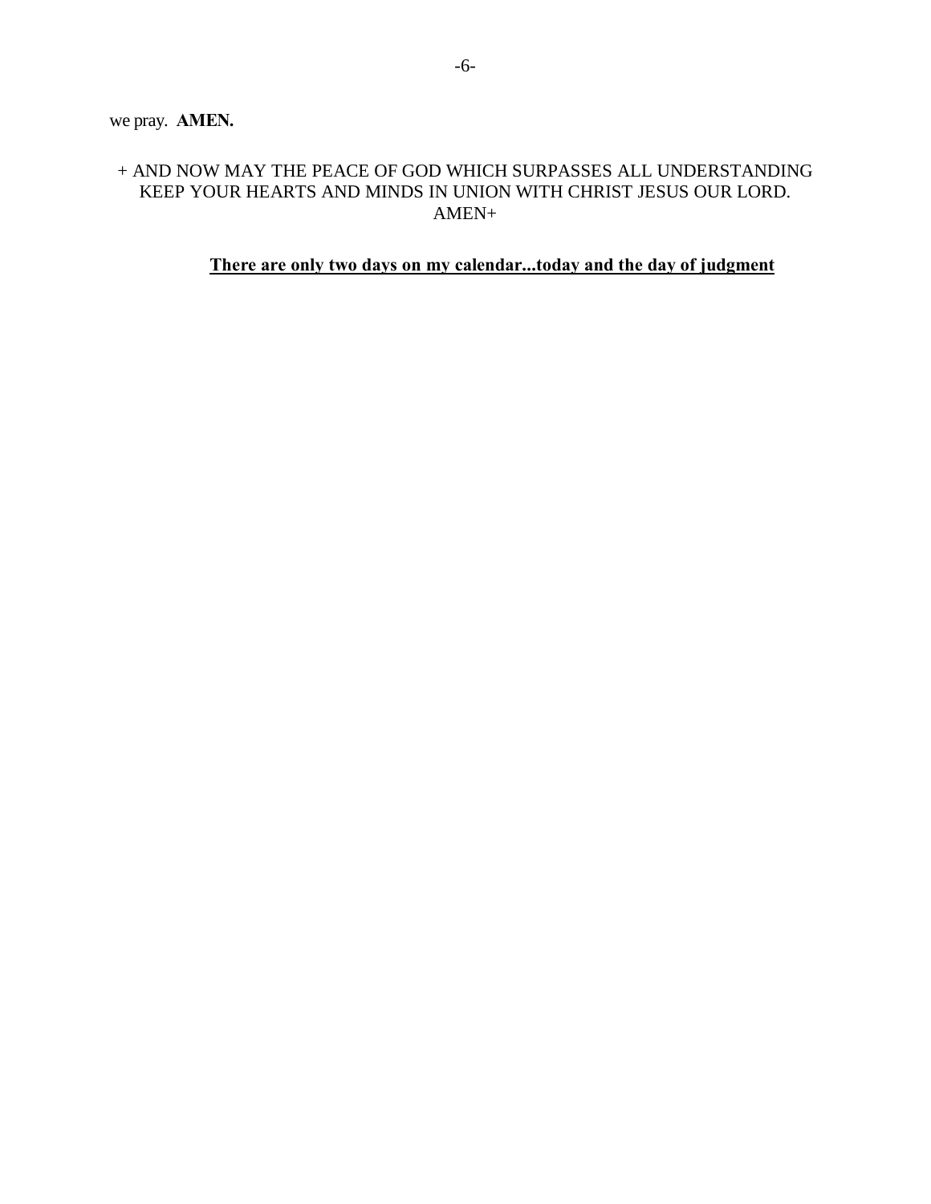we pray. **AMEN.**

+ AND NOW MAY THE PEACE OF GOD WHICH SURPASSES ALL UNDERSTANDING KEEP YOUR HEARTS AND MINDS IN UNION WITH CHRIST JESUS OUR LORD. AMEN+

<u>**There are only two days on my calendar...today and the day of judgment**</u>